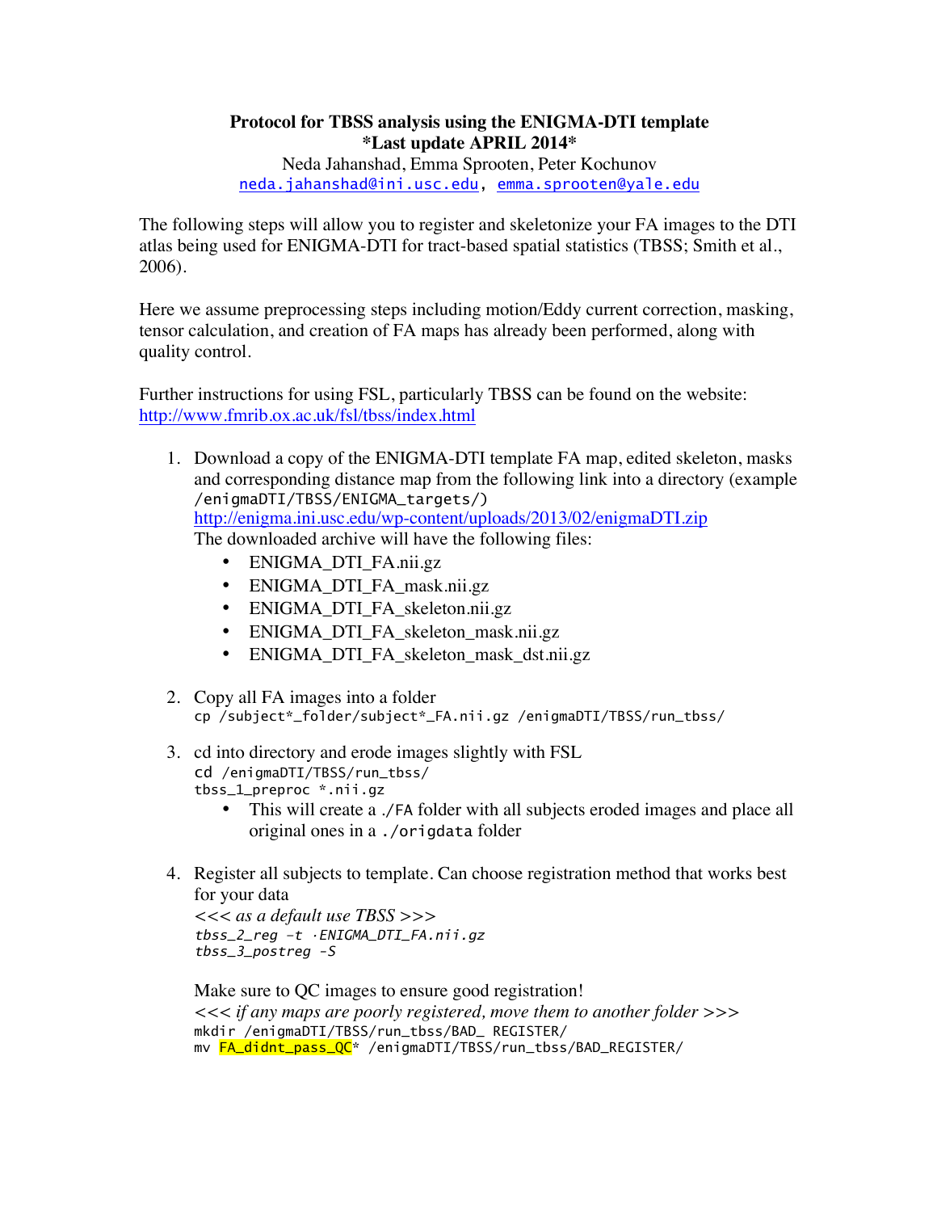**Protocol for TBSS analysis using the ENIGMA-DTI template**
**\*Last update APRIL 2014\***

Neda Jahanshad, Emma Sprooten, Peter Kochunov
neda.jahanshad@ini.usc.edu, emma.sprooten@yale.edu

The following steps will allow you to register and skeletonize your FA images to the DTI atlas being used for ENIGMA-DTI for tract-based spatial statistics (TBSS; Smith et al., 2006).

Here we assume preprocessing steps including motion/Eddy current correction, masking, tensor calculation, and creation of FA maps has already been performed, along with quality control.

Further instructions for using FSL, particularly TBSS can be found on the website:
http://www.fmrib.ox.ac.uk/fsl/tbss/index.html

1. Download a copy of the ENIGMA-DTI template FA map, edited skeleton, masks and corresponding distance map from the following link into a directory (example `/enigmaDTI/TBSS/ENIGMA_targets/`)
   http://enigma.ini.usc.edu/wp-content/uploads/2013/02/enigmaDTI.zip
   The downloaded archive will have the following files:
   - ENIGMA_DTI_FA.nii.gz
   - ENIGMA_DTI_FA_mask.nii.gz
   - ENIGMA_DTI_FA_skeleton.nii.gz
   - ENIGMA_DTI_FA_skeleton_mask.nii.gz
   - ENIGMA_DTI_FA_skeleton_mask_dst.nii.gz

2. Copy all FA images into a folder
   ```
   cp /subject*_folder/subject*_FA.nii.gz /enigmaDTI/TBSS/run_tbss/
   ```

3. cd into directory and erode images slightly with FSL
   ```
   cd /enigmaDTI/TBSS/run_tbss/
   tbss_1_preproc *.nii.gz
   ```
   - This will create a `./FA` folder with all subjects eroded images and place all original ones in a `./origdata` folder

4. Register all subjects to template. Can choose registration method that works best for your data
   *<<< as a default use TBSS >>>*
   ```
   tbss_2_reg -t ·ENIGMA_DTI_FA.nii.gz
   tbss_3_postreg -S
   ```

   Make sure to QC images to ensure good registration!
   *<<< if any maps are poorly registered, move them to another folder >>>*
   ```
   mkdir /enigmaDTI/TBSS/run_tbss/BAD_ REGISTER/
   mv FA_didnt_pass_QC* /enigmaDTI/TBSS/run_tbss/BAD_REGISTER/
   ```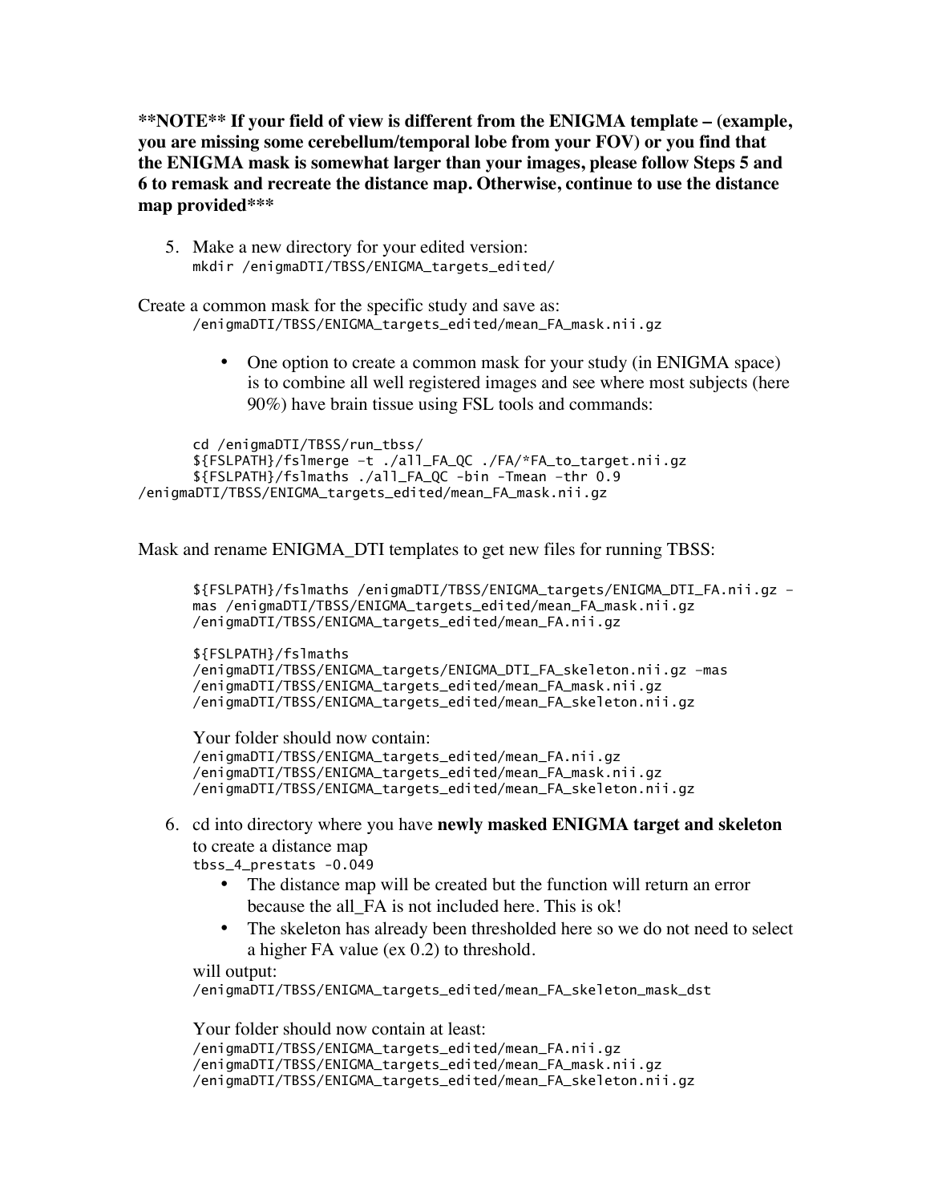**\*\*NOTE\*\* If your field of view is different from the ENIGMA template – (example, you are missing some cerebellum/temporal lobe from your FOV) or you find that the ENIGMA mask is somewhat larger than your images, please follow Steps 5 and 6 to remask and recreate the distance map. Otherwise, continue to use the distance map provided\*\*\***

5. Make a new directory for your edited version:
   ```
   mkdir /enigmaDTI/TBSS/ENIGMA_targets_edited/
   ```

Create a common mask for the specific study and save as:

```
/enigmaDTI/TBSS/ENIGMA_targets_edited/mean_FA_mask.nii.gz
```

- One option to create a common mask for your study (in ENIGMA space) is to combine all well registered images and see where most subjects (here 90%) have brain tissue using FSL tools and commands:

```
cd /enigmaDTI/TBSS/run_tbss/
${FSLPATH}/fslmerge –t ./all_FA_QC ./FA/*FA_to_target.nii.gz
${FSLPATH}/fslmaths ./all_FA_QC -bin -Tmean –thr 0.9
/enigmaDTI/TBSS/ENIGMA_targets_edited/mean_FA_mask.nii.gz
```

Mask and rename ENIGMA_DTI templates to get new files for running TBSS:

```
${FSLPATH}/fslmaths /enigmaDTI/TBSS/ENIGMA_targets/ENIGMA_DTI_FA.nii.gz -
mas /enigmaDTI/TBSS/ENIGMA_targets_edited/mean_FA_mask.nii.gz
/enigmaDTI/TBSS/ENIGMA_targets_edited/mean_FA.nii.gz

${FSLPATH}/fslmaths
/enigmaDTI/TBSS/ENIGMA_targets/ENIGMA_DTI_FA_skeleton.nii.gz -mas
/enigmaDTI/TBSS/ENIGMA_targets_edited/mean_FA_mask.nii.gz
/enigmaDTI/TBSS/ENIGMA_targets_edited/mean_FA_skeleton.nii.gz
```

Your folder should now contain:

```
/enigmaDTI/TBSS/ENIGMA_targets_edited/mean_FA.nii.gz
/enigmaDTI/TBSS/ENIGMA_targets_edited/mean_FA_mask.nii.gz
/enigmaDTI/TBSS/ENIGMA_targets_edited/mean_FA_skeleton.nii.gz
```

6. cd into directory where you have **newly masked ENIGMA target and skeleton** to create a distance map
   ```
   tbss_4_prestats -0.049
   ```
   - The distance map will be created but the function will return an error because the all_FA is not included here. This is ok!
   - The skeleton has already been thresholded here so we do not need to select a higher FA value (ex 0.2) to threshold.

   will output:
   ```
   /enigmaDTI/TBSS/ENIGMA_targets_edited/mean_FA_skeleton_mask_dst
   ```

   Your folder should now contain at least:
   ```
   /enigmaDTI/TBSS/ENIGMA_targets_edited/mean_FA.nii.gz
   /enigmaDTI/TBSS/ENIGMA_targets_edited/mean_FA_mask.nii.gz
   /enigmaDTI/TBSS/ENIGMA_targets_edited/mean_FA_skeleton.nii.gz
   ```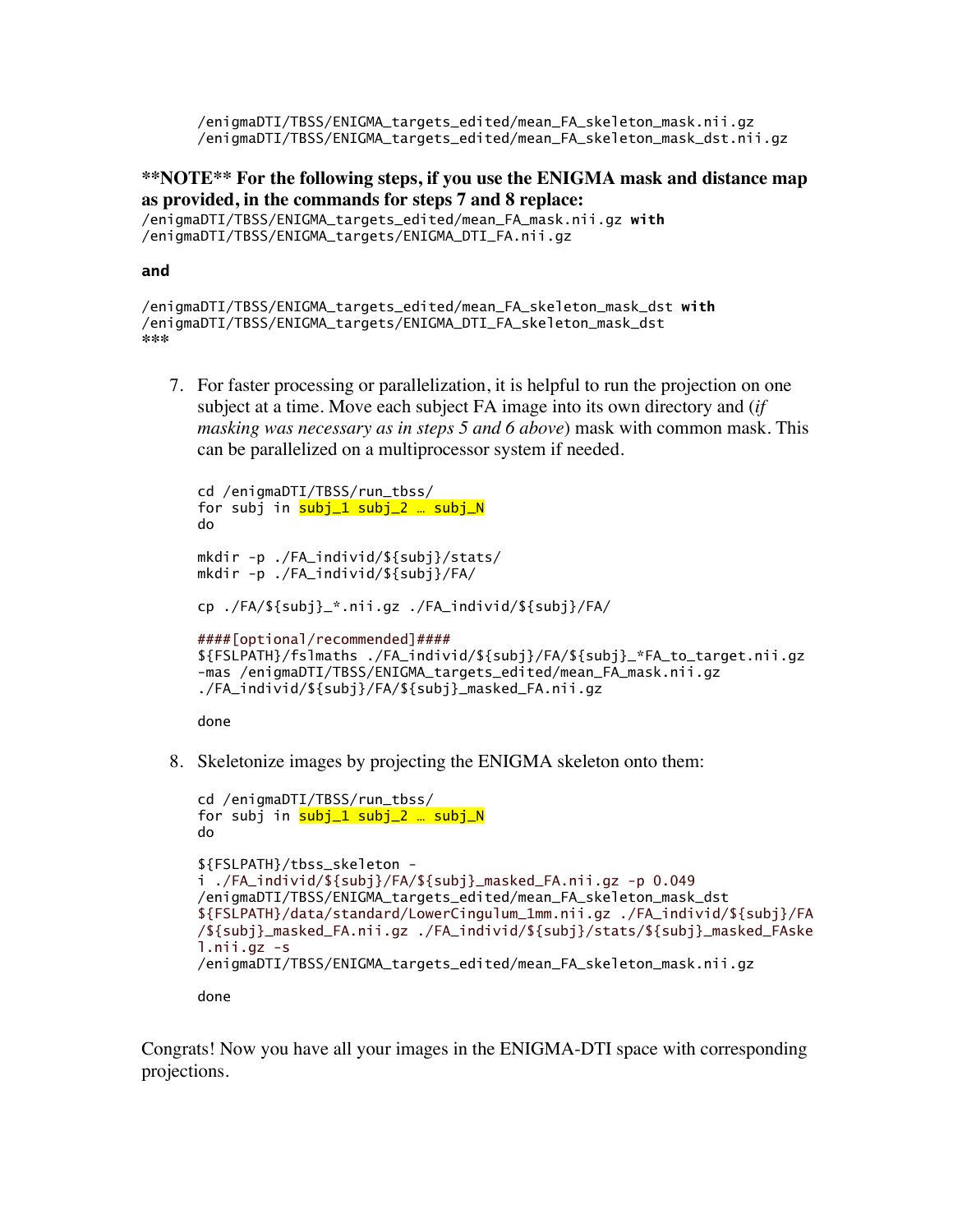```
/enigmaDTI/TBSS/ENIGMA_targets_edited/mean_FA_skeleton_mask.nii.gz
/enigmaDTI/TBSS/ENIGMA_targets_edited/mean_FA_skeleton_mask_dst.nii.gz
```

**\*\*NOTE\*\* For the following steps, if you use the ENIGMA mask and distance map as provided, in the commands for steps 7 and 8 replace:**

/enigmaDTI/TBSS/ENIGMA_targets_edited/mean_FA_mask.nii.gz **with**
/enigmaDTI/TBSS/ENIGMA_targets/ENIGMA_DTI_FA.nii.gz

**and**

/enigmaDTI/TBSS/ENIGMA_targets_edited/mean_FA_skeleton_mask_dst **with**
/enigmaDTI/TBSS/ENIGMA_targets/ENIGMA_DTI_FA_skeleton_mask_dst
\*\*\*

7. For faster processing or parallelization, it is helpful to run the projection on one subject at a time. Move each subject FA image into its own directory and (*if masking was necessary as in steps 5 and 6 above*) mask with common mask. This can be parallelized on a multiprocessor system if needed.

```
cd /enigmaDTI/TBSS/run_tbss/
for subj in subj_1 subj_2 … subj_N
do

mkdir -p ./FA_individ/${subj}/stats/
mkdir -p ./FA_individ/${subj}/FA/

cp ./FA/${subj}_*.nii.gz ./FA_individ/${subj}/FA/

####[optional/recommended]####
${FSLPATH}/fslmaths ./FA_individ/${subj}/FA/${subj}_*FA_to_target.nii.gz
-mas /enigmaDTI/TBSS/ENIGMA_targets_edited/mean_FA_mask.nii.gz
./FA_individ/${subj}/FA/${subj}_masked_FA.nii.gz

done
```

8. Skeletonize images by projecting the ENIGMA skeleton onto them:

```
cd /enigmaDTI/TBSS/run_tbss/
for subj in subj_1 subj_2 … subj_N
do

${FSLPATH}/tbss_skeleton -
i ./FA_individ/${subj}/FA/${subj}_masked_FA.nii.gz -p 0.049
/enigmaDTI/TBSS/ENIGMA_targets_edited/mean_FA_skeleton_mask_dst
${FSLPATH}/data/standard/LowerCingulum_1mm.nii.gz ./FA_individ/${subj}/FA
/${subj}_masked_FA.nii.gz ./FA_individ/${subj}/stats/${subj}_masked_FAske
l.nii.gz -s
/enigmaDTI/TBSS/ENIGMA_targets_edited/mean_FA_skeleton_mask.nii.gz

done
```

Congrats! Now you have all your images in the ENIGMA-DTI space with corresponding projections.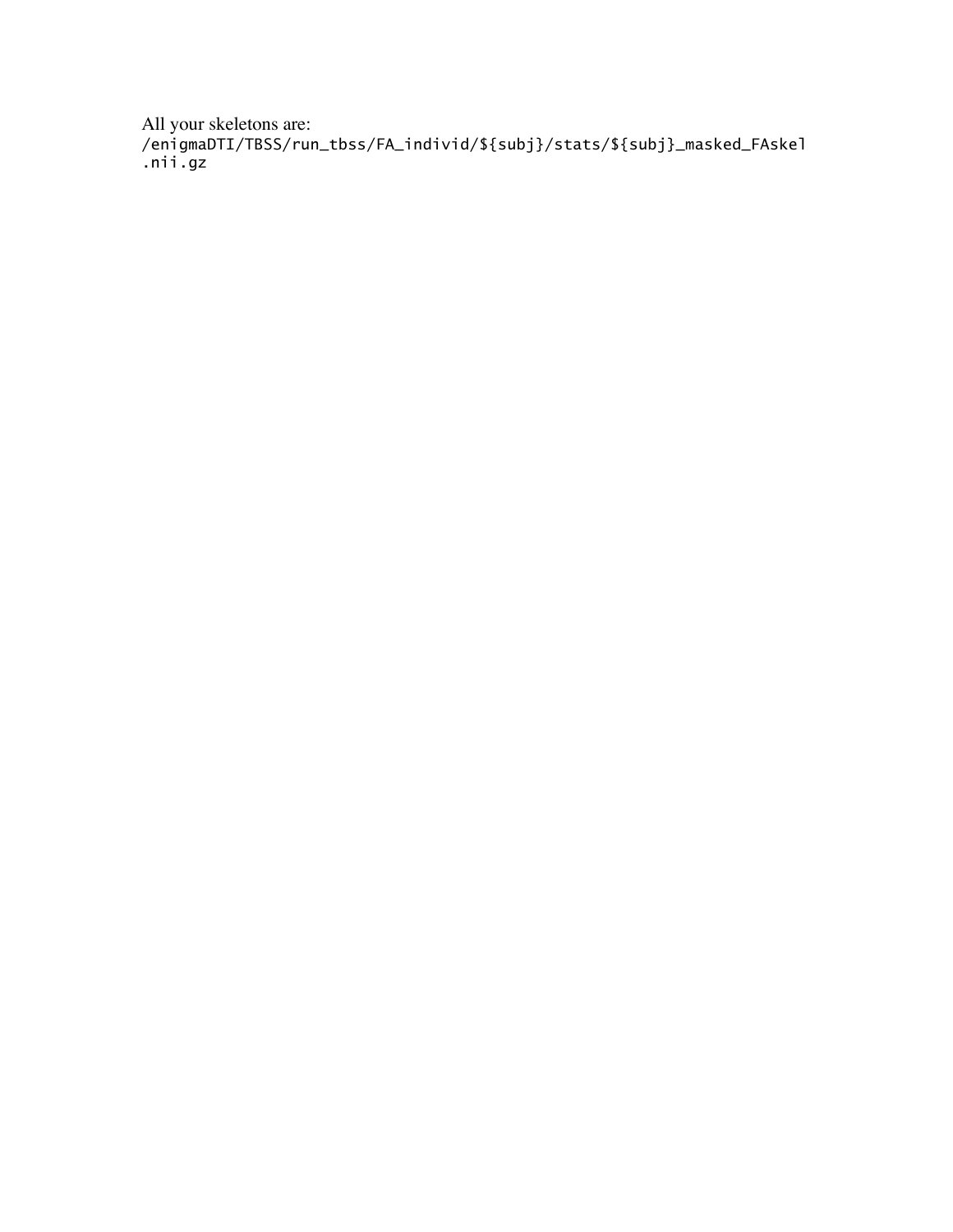All your skeletons are:

```
/enigmaDTI/TBSS/run_tbss/FA_individ/${subj}/stats/${subj}_masked_FAskel
.nii.gz
```